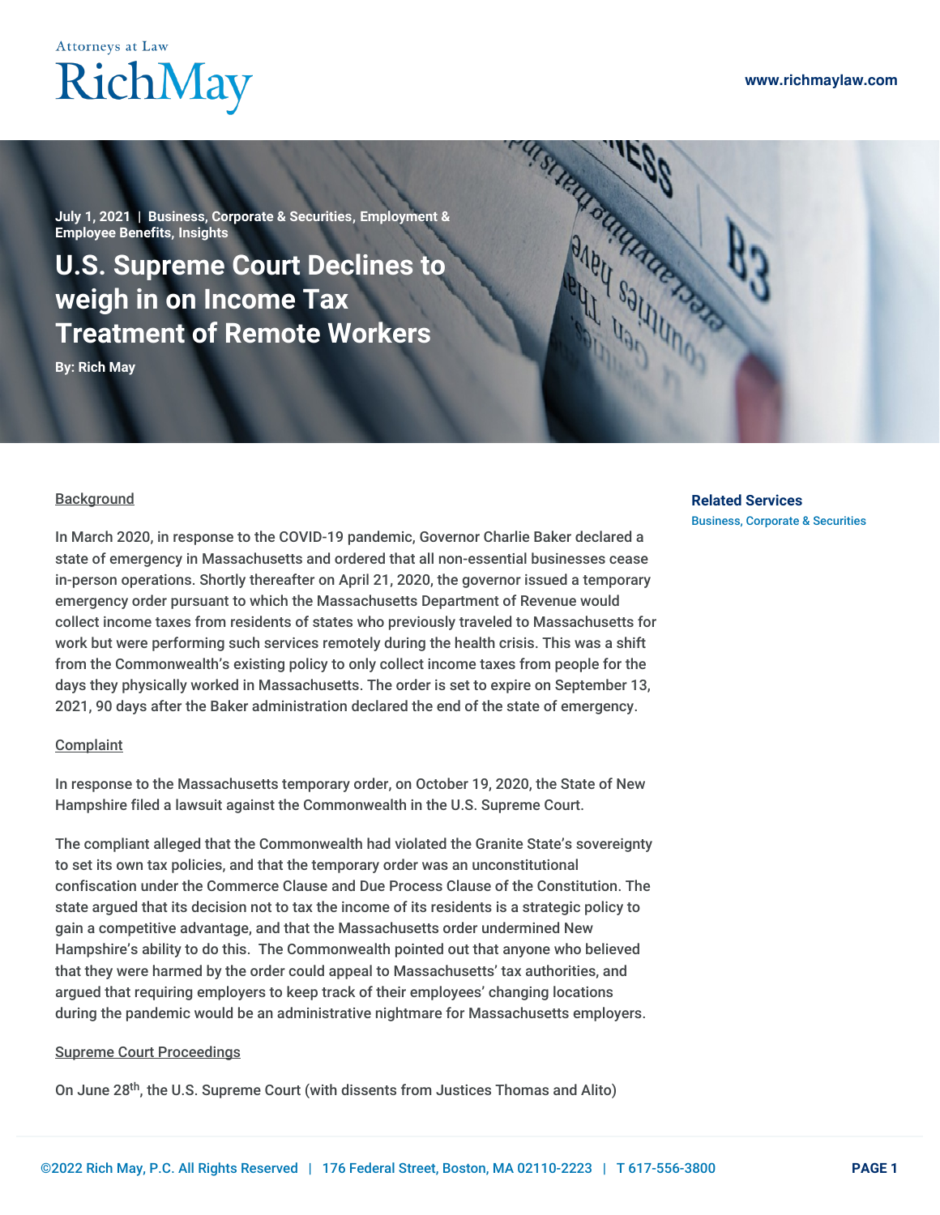July 1, 2021 | Business, Corporate & Securities, Employment & Employee Benefits, Insights

# U.S. Supreme Court Declines to weigh in on Income Tax Treatment of Remote Workers

By: Rich May

Related Services

Business, Corporate & Securities

## Background

In March 2020, in response to the COVID-19 pandemic, Governor Charlie Baker declared a state of emergency in Massachusetts and ordered that all non-essential businesses cease in-person operations. Shortly thereafter on April 21, 2020, the governor issued a temporary emergency order pursuant to which the Massachusetts Department of Revenue would collect income taxes from residents of states who previously traveled to Massachusetts for work but were performing such services remotely during the health crisis. This was a shift from the Commonwealth's existing policy to only collect income taxes from people for the days they physically worked in Massachusetts. The order is set to expire on September 13, 2021, 90 days after the Baker administration declared the end of the state of emergency.

## Complaint

In response to the Massachusetts temporary order, on October 19, 2020, the State of New Hampshire filed a lawsuit against the Commonwealth in the U.S. Supreme Court.

The compliant alleged that the Commonwealth had violated the Granite State's sovereignty to set its own tax policies, and that the temporary order was an unconstitutional confiscation under the Commerce Clause and Due Process Clause of the Constitution. The state argued that its decision not to tax the income of its residents is a strategic policy to gain a competitive advantage, and that the Massachusetts order undermined New Hampshire's ability to do this. The Commonwealth pointed out that anyone who believed that they were harmed by the order could appeal to Massachusetts' tax authorities, and argued that requiring employers to keep track of their employees' changing locations during the pandemic would be an administrative nightmare for Massachusetts employers.

## Supreme Court Proceedings

On June 28th, the U.S. Supreme Court (with dissents from Justices Thomas and Alito)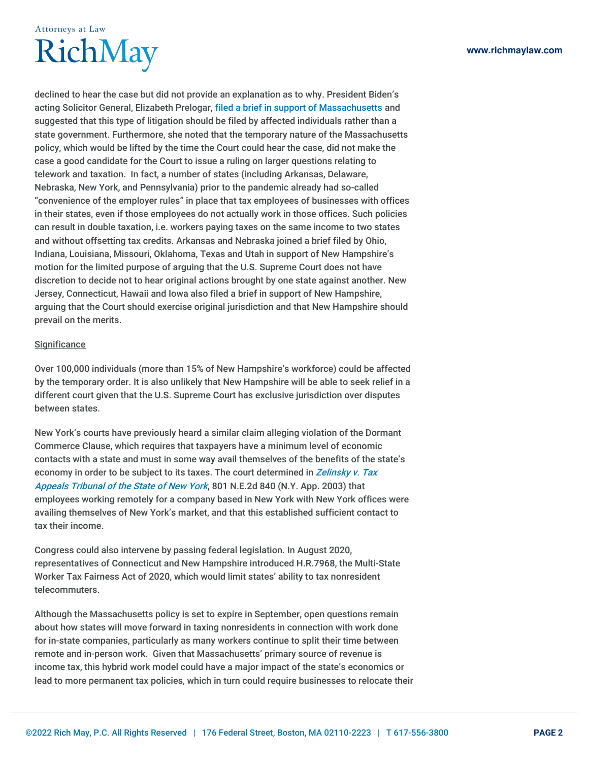declined to hear the case but did not provide an explanation as to why. President Biden's acting Solicitor General, Elizabeth Prelogar, filed a brief in support of Massachusetts and suggested that this type of litigation should be filed by affected individuals rather than a state government. Furthermore, she noted that the temporary nature of the Massachusetts policy, which would be lifted by the time the Court could hear the case, did not make the case a good candidate for the Court to issue a ruling on larger questions relating to telework and taxation. In fact, a number of states (including Arkansas, Delaware, Nebraska, New York, and Pennsylvania) prior to the pandemic already had so-called "convenience of the employer rules" in place that tax employees of businesses with offices in their states, even if those employees do not actually work in those offices. Such policies can result in double taxation, i.e. workers paying taxes on the same income to two states and without offsetting tax credits. Arkansas and Nebraska joined a brief filed by Ohio, Indiana, Louisiana, Missouri, Oklahoma, Texas and Utah in support of New Hampshire's motion for the limited purpose of arguing that the U.S. Supreme Court does not have discretion to decide not to hear original actions brought by one state against another. New Jersey, Connecticut, Hawaii and Iowa also filed a brief in support of New Hampshire, arguing that the Court should exercise original jurisdiction and that New Hampshire should prevail on the merits.

Significance

Over 100,000 individuals (more than 15% of New Hampshire's workforce) could be affected by the temporary order. It is also unlikely that New Hampshire will be able to seek relief in a different court given that the U.S. Supreme Court has exclusive jurisdiction over disputes between states.

New York's courts have previously heard a similar claim alleging violation of the Dormant Commerce Clause, which requires that taxpayers have a minimum level of economic contacts with a state and must in some way avail themselves of the benefits of the state's economy in order to be subject to its taxes. The court determined in *Zelinsky v. Tax Appeals Tribunal of the State of New York*, 801 N.E.2d 840 (N.Y. App. 2003) that employees working remotely for a company based in New York with New York offices were availing themselves of New York's market, and that this established sufficient contact to tax their income.

Congress could also intervene by passing federal legislation. In August 2020, representatives of Connecticut and New Hampshire introduced H.R.7968, the Multi-State Worker Tax Fairness Act of 2020, which would limit states' ability to tax nonresident telecommuters.

Although the Massachusetts policy is set to expire in September, open questions remain about how states will move forward in taxing nonresidents in connection with work done for in-state companies, particularly as many workers continue to split their time between remote and in-person work. Given that Massachusetts' primary source of revenue is income tax, this hybrid work model could have a major impact of the state's economics or lead to more permanent tax policies, which in turn could require businesses to relocate their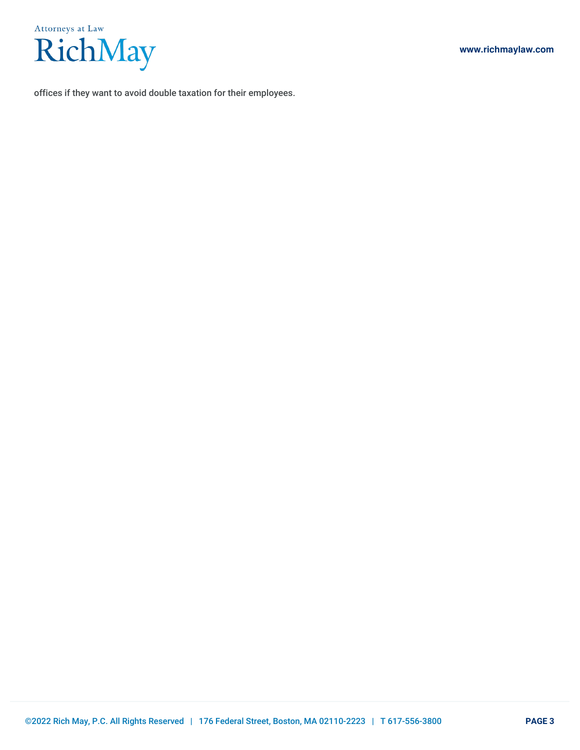offices if they want to avoid double taxation for their employees.